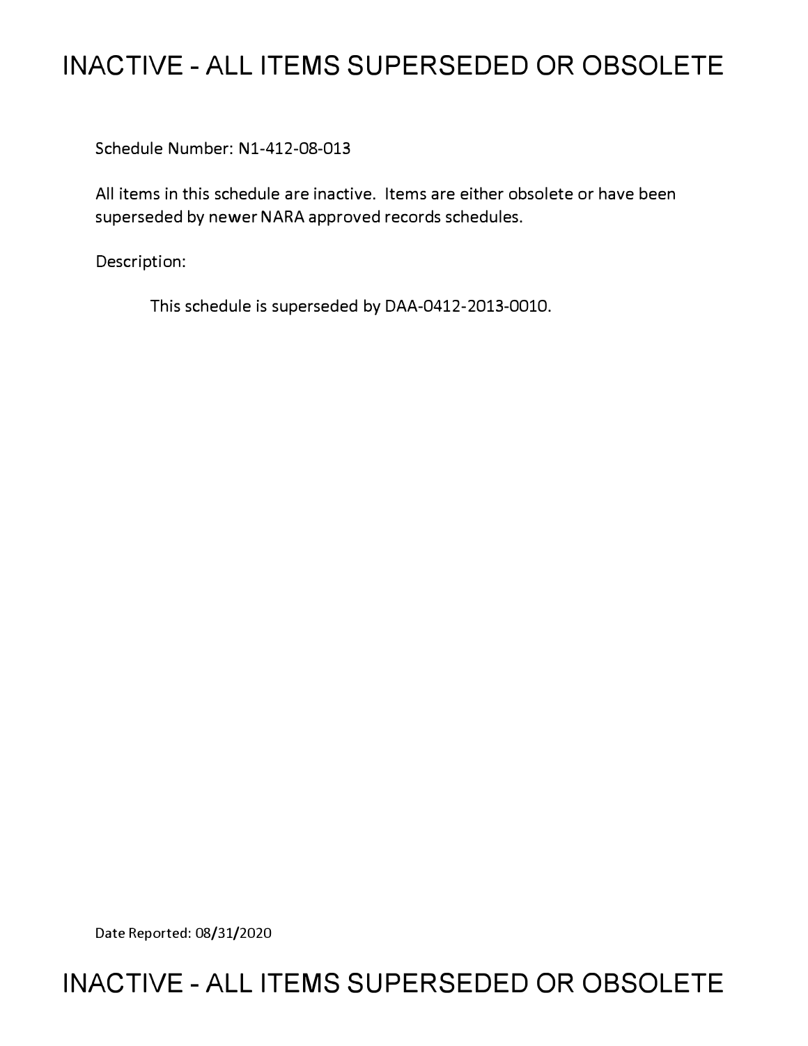# INACTIVE - ALL ITEMS SUPERSEDED OR OBSOLETE

Schedule Number: N1-412-08-013

All items in this schedule are inactive. Items are either obsolete or have been superseded by newer NARA approved records schedules.

Description:

This schedule is superseded by DAA-0412-2013-0010.

Date Reported: 08/31/2020

# INACTIVE - ALL ITEMS SUPERSEDED OR OBSOLETE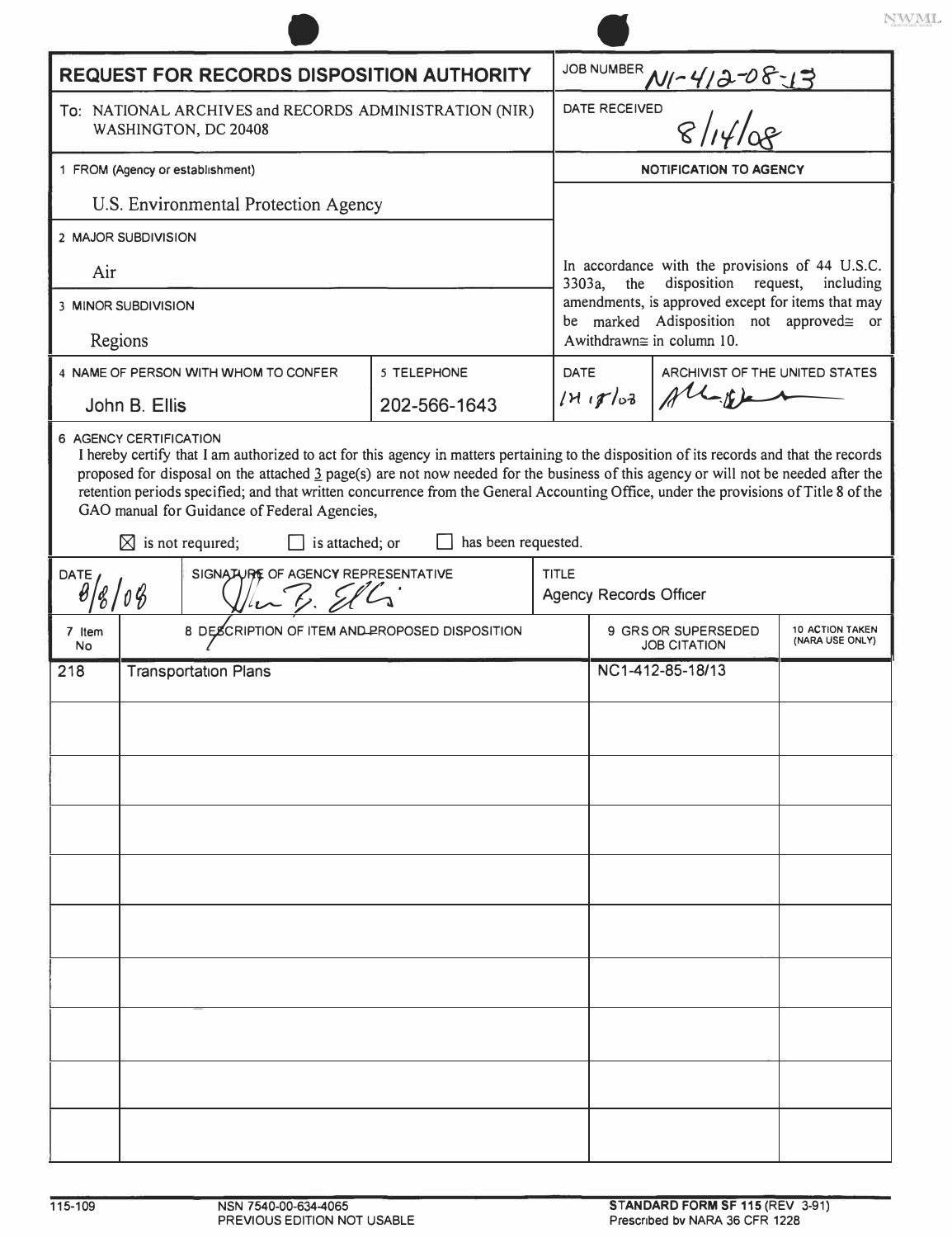# REQUEST FOR RECORDS DISPOSITION AUTHORITY

**JOB NUMBER** N1-412-08-13

**To:** NATIONAL ARCHIVES and RECORDS ADMINISTRATION (NIR) WASHINGTON, DC 20408

**DATE RECEIVED** 8/14/08

**1 FROM (Agency or establishment)**

U.S. Environmental Protection Agency

**2 MAJOR SUBDIVISION**

Air

**3 MINOR SUBDIVISION**

Regions

**NOTIFICATION TO AGENCY**

In accordance with the provisions of 44 U.S.C. 3303a, the disposition request, including amendments, is approved except for items that may be marked Adisposition not approved≅ or Awithdrawn≅ in column 10.

**4 NAME OF PERSON WITH WHOM TO CONFER**

John B. Ellis

**5 TELEPHONE**

202-566-1643

**DATE** 12/18/08

**ARCHIVIST OF THE UNITED STATES** [signature]

**6 AGENCY CERTIFICATION**

I hereby certify that I am authorized to act for this agency in matters pertaining to the disposition of its records and that the records proposed for disposal on the attached 3 page(s) are not now needed for the business of this agency or will not be needed after the retention periods specified; and that written concurrence from the General Accounting Office, under the provisions of Title 8 of the GAO manual for Guidance of Federal Agencies,

☒ is not required; ☐ is attached; or ☐ has been requested.

**DATE** 8/8/08

**SIGNATURE OF AGENCY REPRESENTATIVE** [signature]

**TITLE** Agency Records Officer

| 7 Item No | 8 DESCRIPTION OF ITEM AND PROPOSED DISPOSITION | 9 GRS OR SUPERSEDED JOB CITATION | 10 ACTION TAKEN (NARA USE ONLY) |
|---|---|---|---|
| 218 | Transportation Plans | NC1-412-85-18/13 | |

115-109 NSN 7540-00-634-4065 PREVIOUS EDITION NOT USABLE

STANDARD FORM SF 115 (REV 3-91) Prescribed by NARA 36 CFR 1228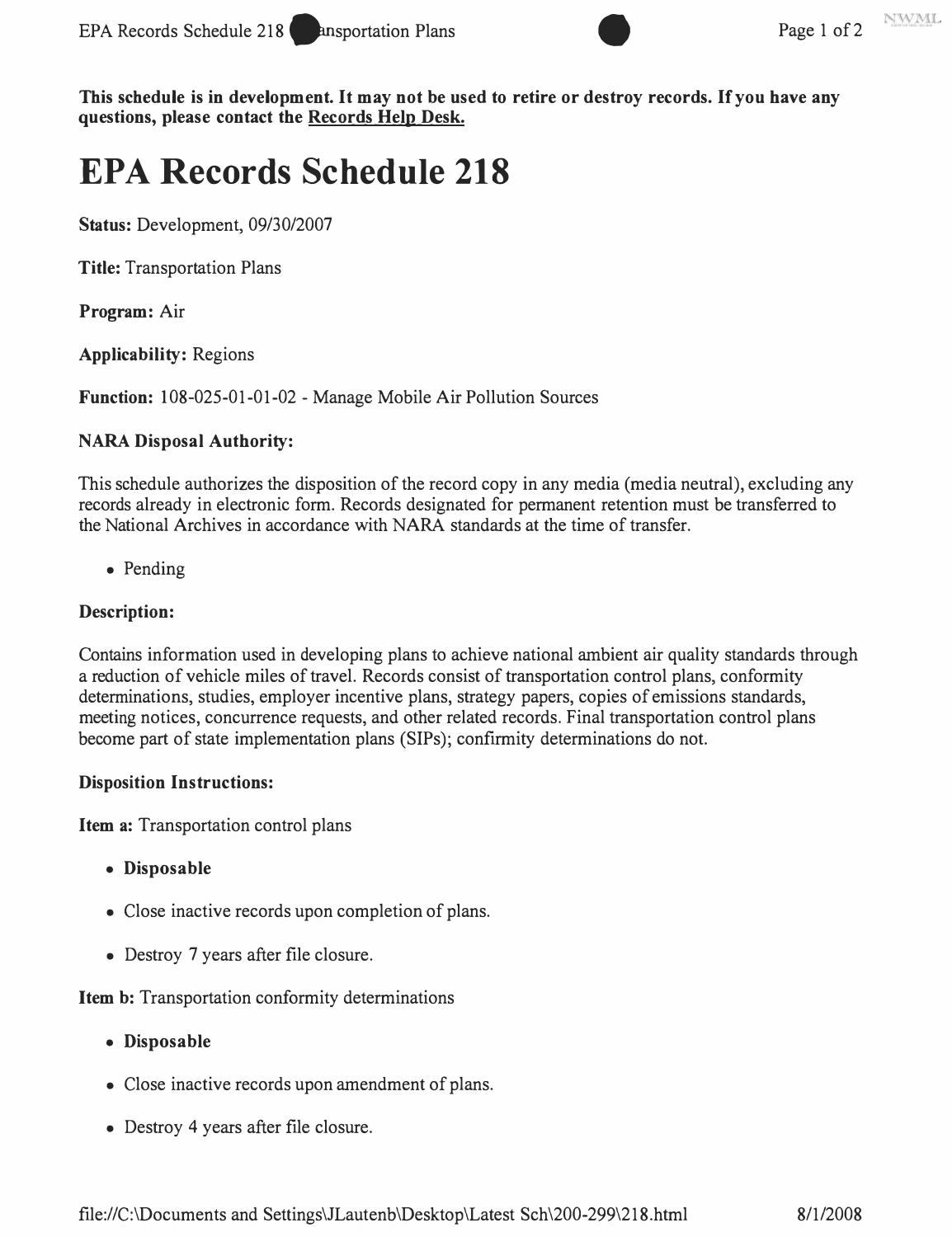**This schedule is in development. It may not be used to retire or destroy records. If you have any questions, please contact the Records Help Desk.**

# EPA Records Schedule 218

**Status:** Development, 09/30/2007

**Title:** Transportation Plans

**Program:** Air

**Applicability:** Regions

**Function:** 108-025-01-01-02 - Manage Mobile Air Pollution Sources

**NARA Disposal Authority:**

This schedule authorizes the disposition of the record copy in any media (media neutral), excluding any records already in electronic form. Records designated for permanent retention must be transferred to the National Archives in accordance with NARA standards at the time of transfer.

- Pending

**Description:**

Contains information used in developing plans to achieve national ambient air quality standards through a reduction of vehicle miles of travel. Records consist of transportation control plans, conformity determinations, studies, employer incentive plans, strategy papers, copies of emissions standards, meeting notices, concurrence requests, and other related records. Final transportation control plans become part of state implementation plans (SIPs); confirmity determinations do not.

**Disposition Instructions:**

**Item a:** Transportation control plans

- **Disposable**
- Close inactive records upon completion of plans.
- Destroy 7 years after file closure.

**Item b:** Transportation conformity determinations

- **Disposable**
- Close inactive records upon amendment of plans.
- Destroy 4 years after file closure.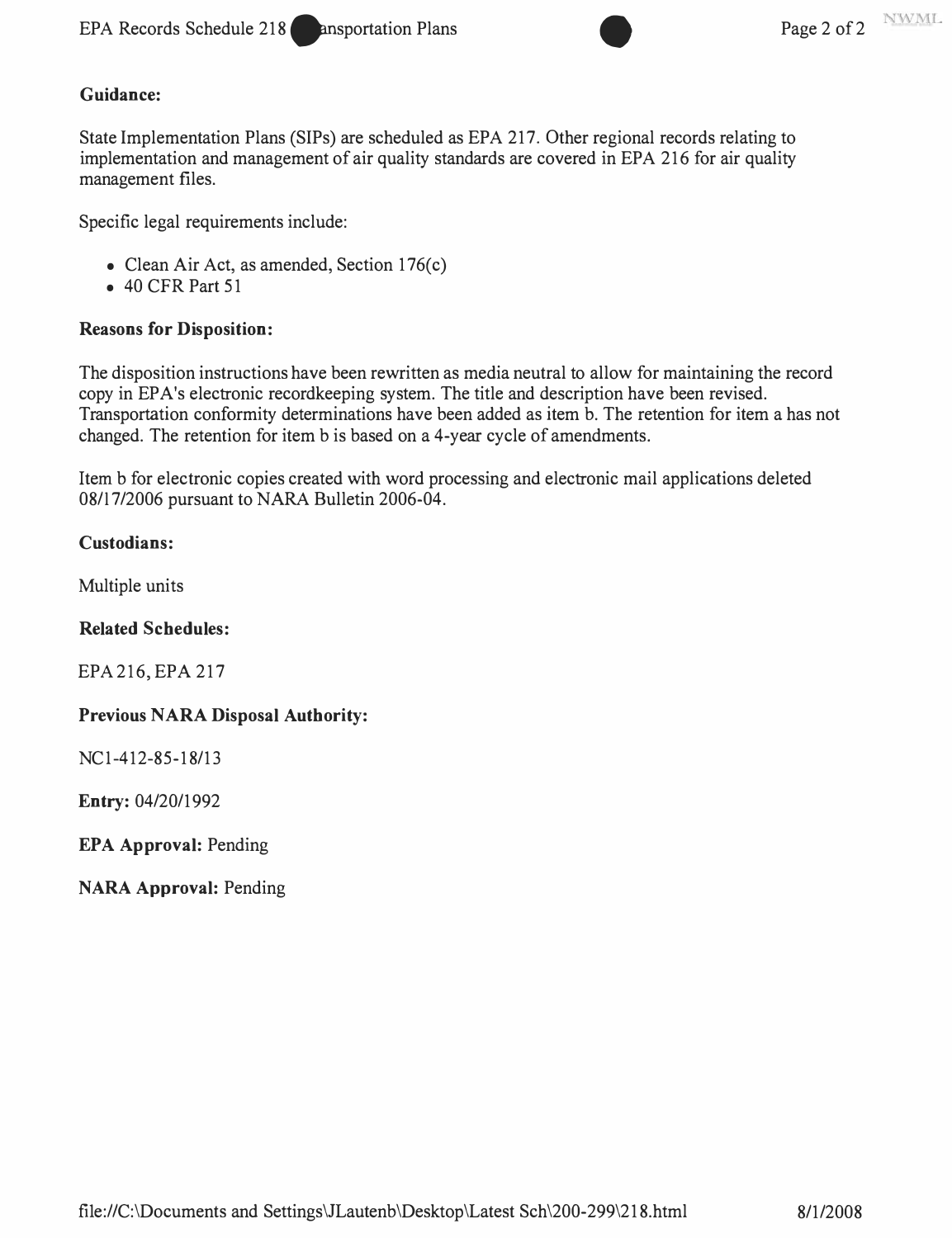**Guidance:**

State Implementation Plans (SIPs) are scheduled as EPA 217. Other regional records relating to implementation and management of air quality standards are covered in EPA 216 for air quality management files.

Specific legal requirements include:

- Clean Air Act, as amended, Section 176(c)
- 40 CFR Part 51

**Reasons for Disposition:**

The disposition instructions have been rewritten as media neutral to allow for maintaining the record copy in EPA's electronic recordkeeping system. The title and description have been revised. Transportation conformity determinations have been added as item b. The retention for item a has not changed. The retention for item b is based on a 4-year cycle of amendments.

Item b for electronic copies created with word processing and electronic mail applications deleted 08/17/2006 pursuant to NARA Bulletin 2006-04.

**Custodians:**

Multiple units

**Related Schedules:**

EPA 216, EPA 217

**Previous NARA Disposal Authority:**

NC1-412-85-18/13

**Entry:** 04/20/1992

**EPA Approval:** Pending

**NARA Approval:** Pending